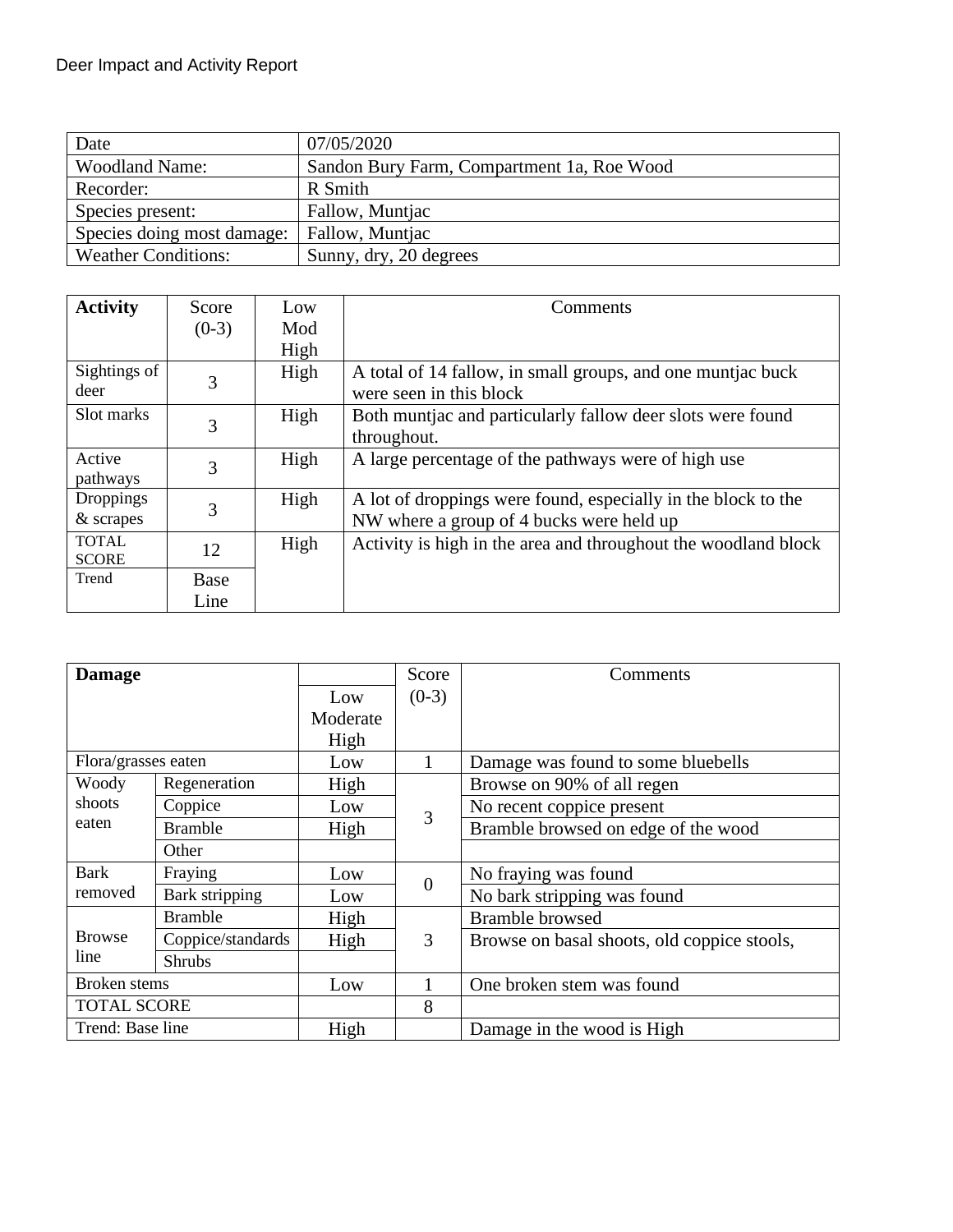Deer Impact and Activity Report

| Date | 07/05/2020 |
|---|---|
| Woodland Name: | Sandon Bury Farm, Compartment 1a, Roe Wood |
| Recorder: | R Smith |
| Species present: | Fallow, Muntjac |
| Species doing most damage: | Fallow, Muntjac |
| Weather Conditions: | Sunny, dry, 20 degrees |

| **Activity** | Score (0-3) | Low Mod High | Comments |
|---|---|---|---|
| Sightings of deer | 3 | High | A total of 14 fallow, in small groups, and one muntjac buck were seen in this block |
| Slot marks | 3 | High | Both muntjac and particularly fallow deer slots were found throughout. |
| Active pathways | 3 | High | A large percentage of the pathways were of high use |
| Droppings & scrapes | 3 | High | A lot of droppings were found, especially in the block to the NW where a group of 4 bucks were held up |
| TOTAL SCORE | 12 | High | Activity is high in the area and throughout the woodland block |
| Trend | Base Line | | |

| **Damage** | | Low Moderate High | Score (0-3) | Comments |
|---|---|---|---|---|
| Flora/grasses eaten | | Low | 1 | Damage was found to some bluebells |
| Woody shoots eaten | Regeneration | High | 3 | Browse on 90% of all regen |
| | Coppice | Low | | No recent coppice present |
| | Bramble | High | | Bramble browsed on edge of the wood |
| | Other | | | |
| Bark removed | Fraying | Low | 0 | No fraying was found |
| | Bark stripping | Low | | No bark stripping was found |
| Browse line | Bramble | High | 3 | Bramble browsed |
| | Coppice/standards | High | | Browse on basal shoots, old coppice stools, |
| | Shrubs | | | |
| Broken stems | | Low | 1 | One broken stem was found |
| TOTAL SCORE | | | 8 | |
| Trend: Base line | | High | | Damage in the wood is High |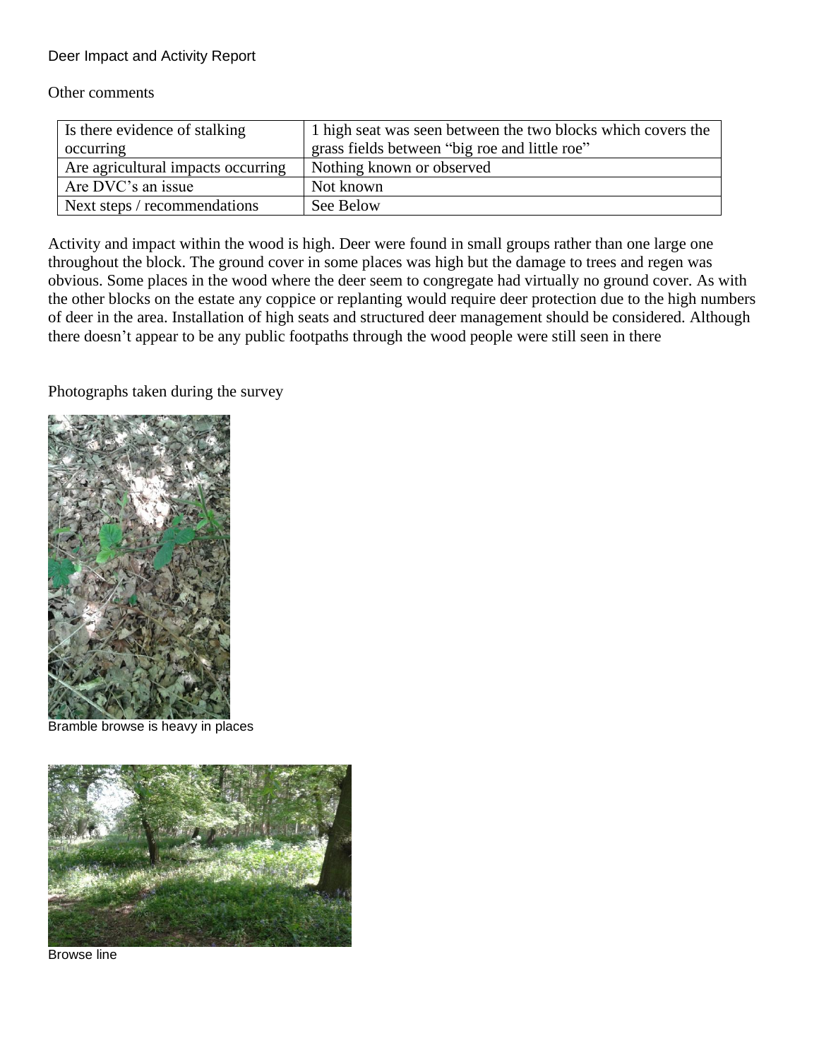Deer Impact and Activity Report

Other comments

| Is there evidence of stalking occurring | 1 high seat was seen between the two blocks which covers the grass fields between "big roe and little roe" |
|---|---|
| Are agricultural impacts occurring | Nothing known or observed |
| Are DVC's an issue | Not known |
| Next steps / recommendations | See Below |

Activity and impact within the wood is high. Deer were found in small groups rather than one large one throughout the block. The ground cover in some places was high but the damage to trees and regen was obvious. Some places in the wood where the deer seem to congregate had virtually no ground cover. As with the other blocks on the estate any coppice or replanting would require deer protection due to the high numbers of deer in the area. Installation of high seats and structured deer management should be considered. Although there doesn't appear to be any public footpaths through the wood people were still seen in there

Photographs taken during the survey

Bramble browse is heavy in places

Browse line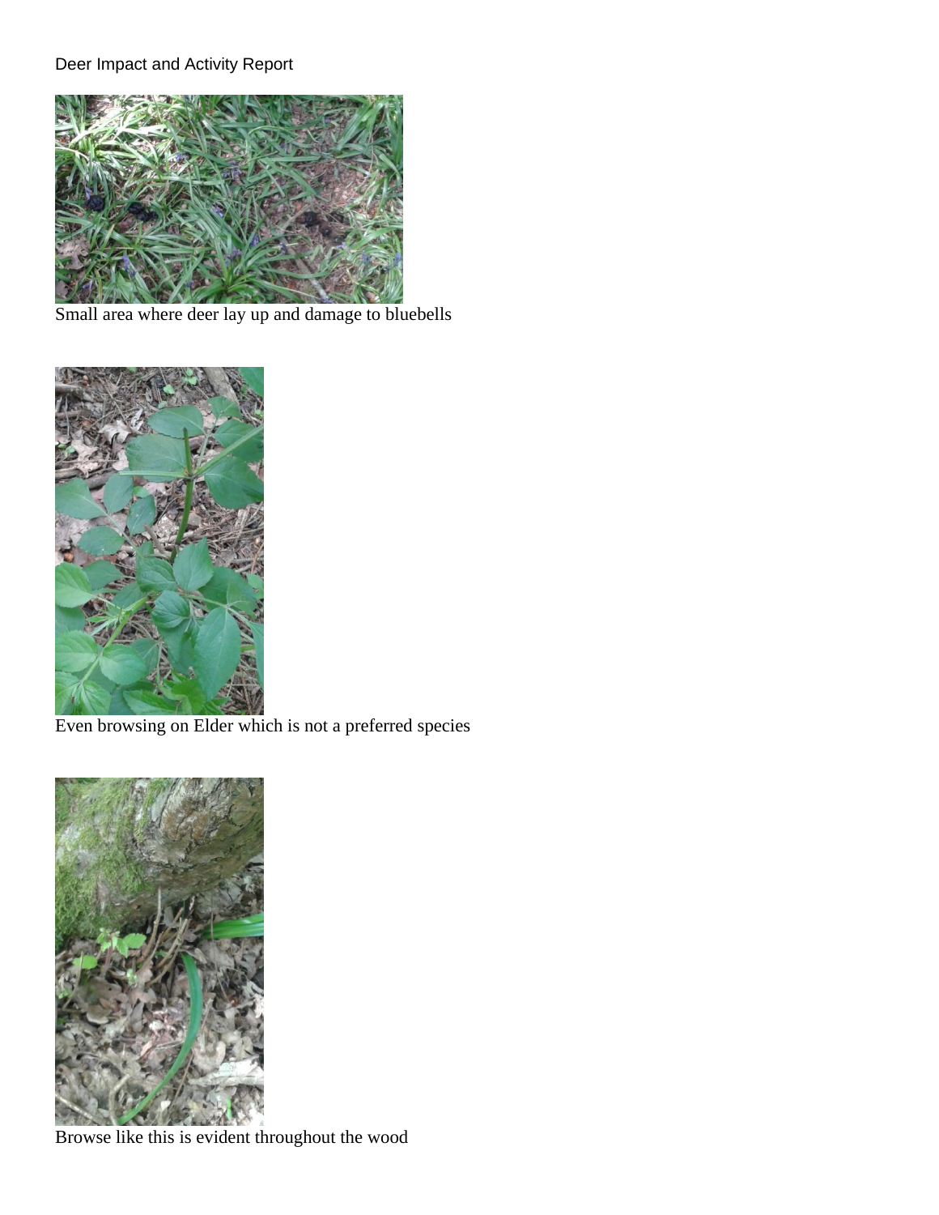Deer Impact and Activity Report

Small area where deer lay up and damage to bluebells

Even browsing on Elder which is not a preferred species

Browse like this is evident throughout the wood